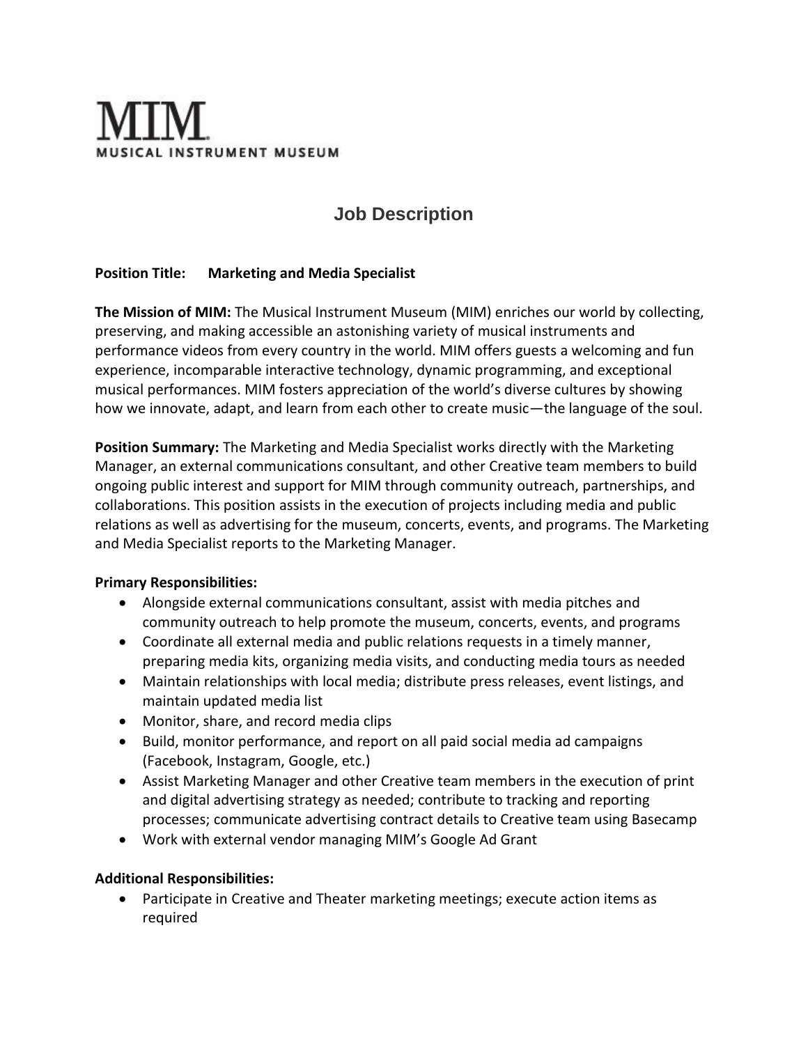MIM.

MUSICAL INSTRUMENT MUSEUM

# Job Description

**Position Title: Marketing and Media Specialist**

**The Mission of MIM:** The Musical Instrument Museum (MIM) enriches our world by collecting, preserving, and making accessible an astonishing variety of musical instruments and performance videos from every country in the world. MIM offers guests a welcoming and fun experience, incomparable interactive technology, dynamic programming, and exceptional musical performances. MIM fosters appreciation of the world's diverse cultures by showing how we innovate, adapt, and learn from each other to create music—the language of the soul.

**Position Summary:** The Marketing and Media Specialist works directly with the Marketing Manager, an external communications consultant, and other Creative team members to build ongoing public interest and support for MIM through community outreach, partnerships, and collaborations. This position assists in the execution of projects including media and public relations as well as advertising for the museum, concerts, events, and programs. The Marketing and Media Specialist reports to the Marketing Manager.

**Primary Responsibilities:**

- Alongside external communications consultant, assist with media pitches and community outreach to help promote the museum, concerts, events, and programs
- Coordinate all external media and public relations requests in a timely manner, preparing media kits, organizing media visits, and conducting media tours as needed
- Maintain relationships with local media; distribute press releases, event listings, and maintain updated media list
- Monitor, share, and record media clips
- Build, monitor performance, and report on all paid social media ad campaigns (Facebook, Instagram, Google, etc.)
- Assist Marketing Manager and other Creative team members in the execution of print and digital advertising strategy as needed; contribute to tracking and reporting processes; communicate advertising contract details to Creative team using Basecamp
- Work with external vendor managing MIM's Google Ad Grant

**Additional Responsibilities:**

- Participate in Creative and Theater marketing meetings; execute action items as required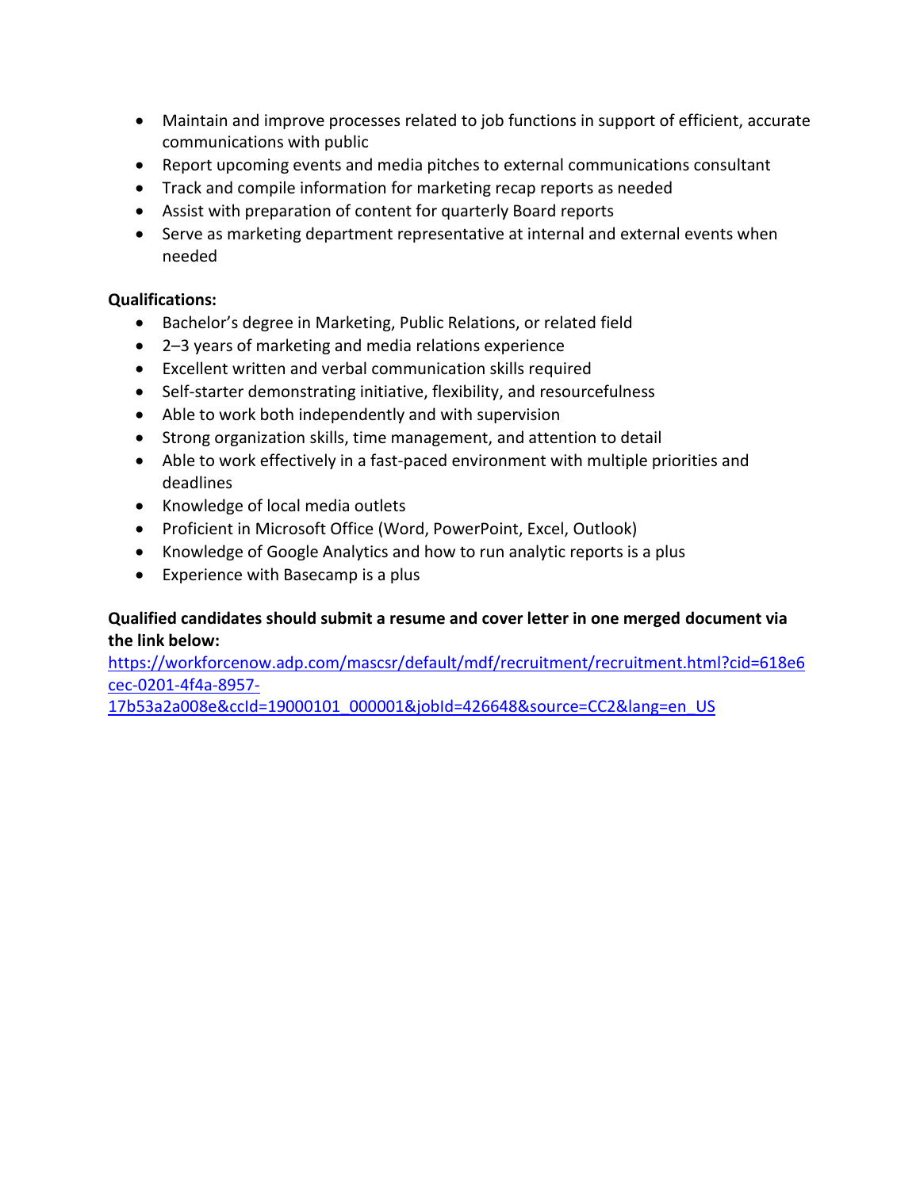- Maintain and improve processes related to job functions in support of efficient, accurate communications with public
- Report upcoming events and media pitches to external communications consultant
- Track and compile information for marketing recap reports as needed
- Assist with preparation of content for quarterly Board reports
- Serve as marketing department representative at internal and external events when needed

**Qualifications:**

- Bachelor's degree in Marketing, Public Relations, or related field
- 2–3 years of marketing and media relations experience
- Excellent written and verbal communication skills required
- Self-starter demonstrating initiative, flexibility, and resourcefulness
- Able to work both independently and with supervision
- Strong organization skills, time management, and attention to detail
- Able to work effectively in a fast-paced environment with multiple priorities and deadlines
- Knowledge of local media outlets
- Proficient in Microsoft Office (Word, PowerPoint, Excel, Outlook)
- Knowledge of Google Analytics and how to run analytic reports is a plus
- Experience with Basecamp is a plus

**Qualified candidates should submit a resume and cover letter in one merged document via the link below:**

[https://workforcenow.adp.com/mascsr/default/mdf/recruitment/recruitment.html?cid=618e6cec-0201-4f4a-8957-17b53a2a008e&ccId=19000101_000001&jobId=426648&source=CC2&lang=en_US](https://workforcenow.adp.com/mascsr/default/mdf/recruitment/recruitment.html?cid=618e6cec-0201-4f4a-8957-17b53a2a008e&ccId=19000101_000001&jobId=426648&source=CC2&lang=en_US)